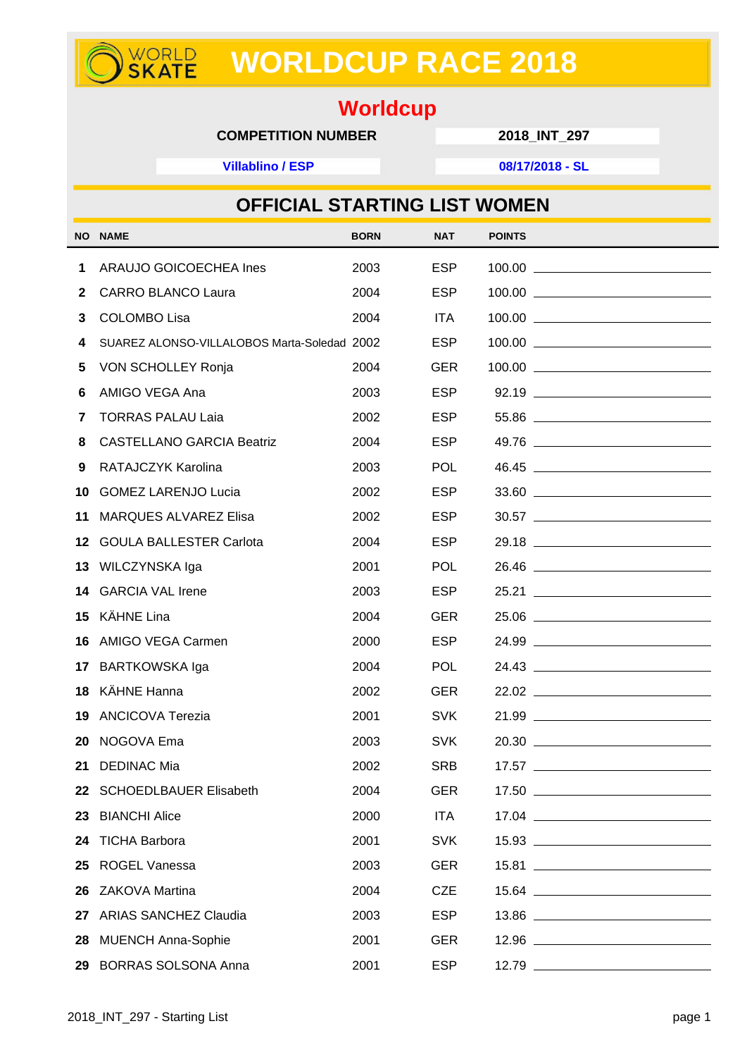# WORLDCUP RACE 2018

## Worldcup

**COMPETITION NUMBER** **2018_INT_297**

**Villablino / ESP** **08/17/2018 - SL**

## OFFICIAL STARTING LIST WOMEN

| NO | NAME | BORN | NAT | POINTS |
|---|---|---|---|---|
| 1 | ARAUJO GOICOECHEA Ines | 2003 | ESP | 100.00 |
| 2 | CARRO BLANCO Laura | 2004 | ESP | 100.00 |
| 3 | COLOMBO Lisa | 2004 | ITA | 100.00 |
| 4 | SUAREZ ALONSO-VILLALOBOS Marta-Soledad | 2002 | ESP | 100.00 |
| 5 | VON SCHOLLEY Ronja | 2004 | GER | 100.00 |
| 6 | AMIGO VEGA Ana | 2003 | ESP | 92.19 |
| 7 | TORRAS PALAU Laia | 2002 | ESP | 55.86 |
| 8 | CASTELLANO GARCIA Beatriz | 2004 | ESP | 49.76 |
| 9 | RATAJCZYK Karolina | 2003 | POL | 46.45 |
| 10 | GOMEZ LARENJO Lucia | 2002 | ESP | 33.60 |
| 11 | MARQUES ALVAREZ Elisa | 2002 | ESP | 30.57 |
| 12 | GOULA BALLESTER Carlota | 2004 | ESP | 29.18 |
| 13 | WILCZYNSKA Iga | 2001 | POL | 26.46 |
| 14 | GARCIA VAL Irene | 2003 | ESP | 25.21 |
| 15 | KÄHNE Lina | 2004 | GER | 25.06 |
| 16 | AMIGO VEGA Carmen | 2000 | ESP | 24.99 |
| 17 | BARTKOWSKA Iga | 2004 | POL | 24.43 |
| 18 | KÄHNE Hanna | 2002 | GER | 22.02 |
| 19 | ANCICOVA Terezia | 2001 | SVK | 21.99 |
| 20 | NOGOVA Ema | 2003 | SVK | 20.30 |
| 21 | DEDINAC Mia | 2002 | SRB | 17.57 |
| 22 | SCHOEDLBAUER Elisabeth | 2004 | GER | 17.50 |
| 23 | BIANCHI Alice | 2000 | ITA | 17.04 |
| 24 | TICHA Barbora | 2001 | SVK | 15.93 |
| 25 | ROGEL Vanessa | 2003 | GER | 15.81 |
| 26 | ZAKOVA Martina | 2004 | CZE | 15.64 |
| 27 | ARIAS SANCHEZ Claudia | 2003 | ESP | 13.86 |
| 28 | MUENCH Anna-Sophie | 2001 | GER | 12.96 |
| 29 | BORRAS SOLSONA Anna | 2001 | ESP | 12.79 |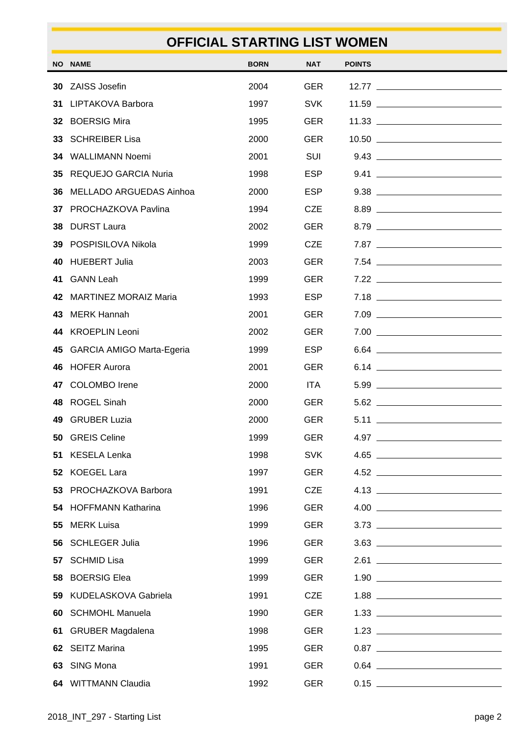# OFFICIAL STARTING LIST WOMEN

| NO | NAME | BORN | NAT | POINTS | |
|---|---|---|---|---|---|
| 30 | ZAISS Josefin | 2004 | GER | 12.77 | |
| 31 | LIPTAKOVA Barbora | 1997 | SVK | 11.59 | |
| 32 | BOERSIG Mira | 1995 | GER | 11.33 | |
| 33 | SCHREIBER Lisa | 2000 | GER | 10.50 | |
| 34 | WALLIMANN Noemi | 2001 | SUI | 9.43 | |
| 35 | REQUEJO GARCIA Nuria | 1998 | ESP | 9.41 | |
| 36 | MELLADO ARGUEDAS Ainhoa | 2000 | ESP | 9.38 | |
| 37 | PROCHAZKOVA Pavlina | 1994 | CZE | 8.89 | |
| 38 | DURST Laura | 2002 | GER | 8.79 | |
| 39 | POSPISILOVA Nikola | 1999 | CZE | 7.87 | |
| 40 | HUEBERT Julia | 2003 | GER | 7.54 | |
| 41 | GANN Leah | 1999 | GER | 7.22 | |
| 42 | MARTINEZ MORAIZ Maria | 1993 | ESP | 7.18 | |
| 43 | MERK Hannah | 2001 | GER | 7.09 | |
| 44 | KROEPLIN Leoni | 2002 | GER | 7.00 | |
| 45 | GARCIA AMIGO Marta-Egeria | 1999 | ESP | 6.64 | |
| 46 | HOFER Aurora | 2001 | GER | 6.14 | |
| 47 | COLOMBO Irene | 2000 | ITA | 5.99 | |
| 48 | ROGEL Sinah | 2000 | GER | 5.62 | |
| 49 | GRUBER Luzia | 2000 | GER | 5.11 | |
| 50 | GREIS Celine | 1999 | GER | 4.97 | |
| 51 | KESELA Lenka | 1998 | SVK | 4.65 | |
| 52 | KOEGEL Lara | 1997 | GER | 4.52 | |
| 53 | PROCHAZKOVA Barbora | 1991 | CZE | 4.13 | |
| 54 | HOFFMANN Katharina | 1996 | GER | 4.00 | |
| 55 | MERK Luisa | 1999 | GER | 3.73 | |
| 56 | SCHLEGER Julia | 1996 | GER | 3.63 | |
| 57 | SCHMID Lisa | 1999 | GER | 2.61 | |
| 58 | BOERSIG Elea | 1999 | GER | 1.90 | |
| 59 | KUDELASKOVA Gabriela | 1991 | CZE | 1.88 | |
| 60 | SCHMOHL Manuela | 1990 | GER | 1.33 | |
| 61 | GRUBER Magdalena | 1998 | GER | 1.23 | |
| 62 | SEITZ Marina | 1995 | GER | 0.87 | |
| 63 | SING Mona | 1991 | GER | 0.64 | |
| 64 | WITTMANN Claudia | 1992 | GER | 0.15 | |

2018_INT_297 - Starting List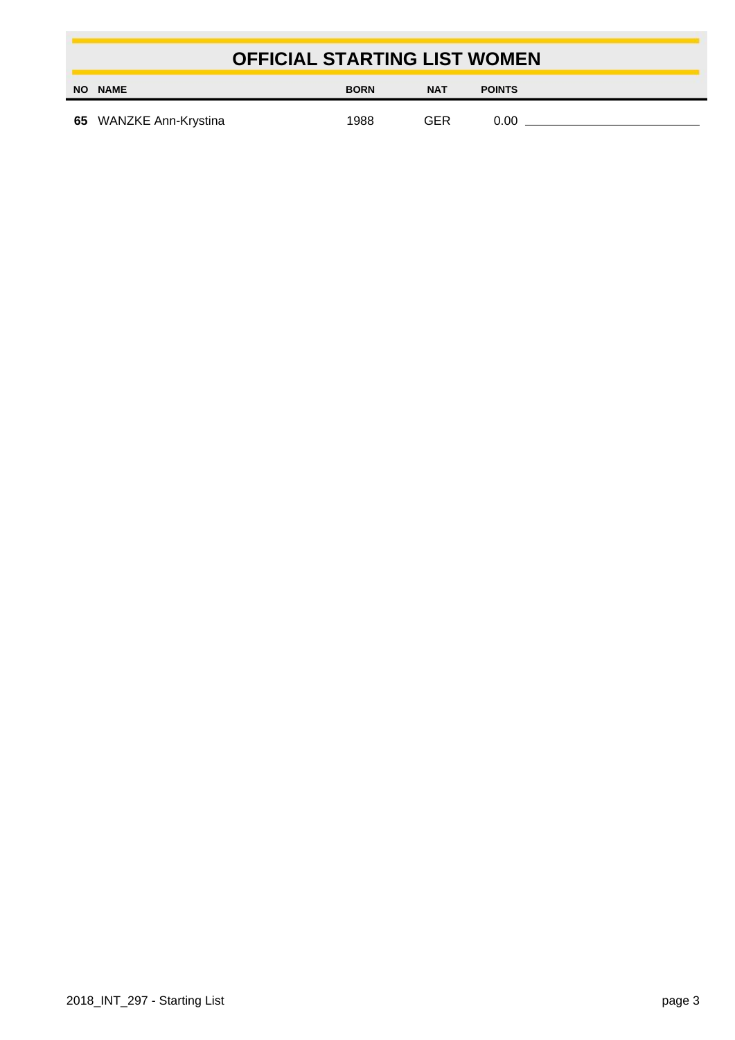# OFFICIAL STARTING LIST WOMEN

| NO | NAME | BORN | NAT | POINTS |
|---|---|---|---|---|
| **65** | WANZKE Ann-Krystina | 1988 | GER | 0.00 |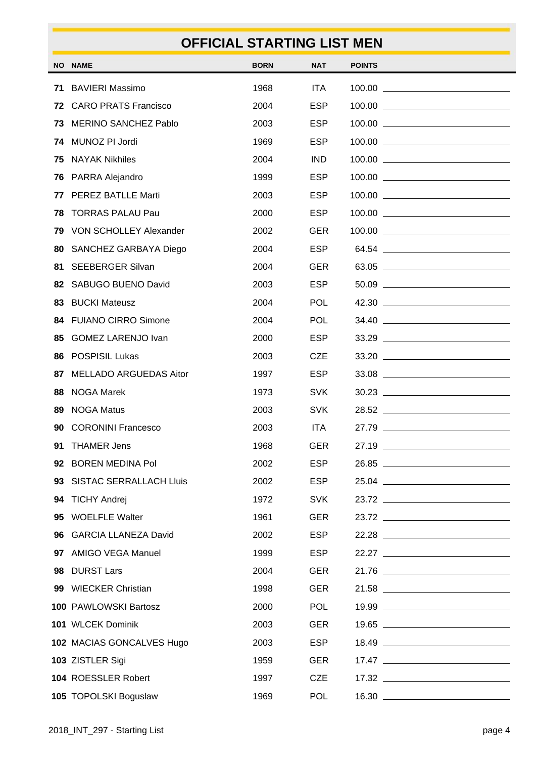## OFFICIAL STARTING LIST MEN

| NO | NAME | BORN | NAT | POINTS |
|---|---|---|---|---|
| 71 | BAVIERI Massimo | 1968 | ITA | 100.00 |
| 72 | CARO PRATS Francisco | 2004 | ESP | 100.00 |
| 73 | MERINO SANCHEZ Pablo | 2003 | ESP | 100.00 |
| 74 | MUNOZ PI Jordi | 1969 | ESP | 100.00 |
| 75 | NAYAK Nikhiles | 2004 | IND | 100.00 |
| 76 | PARRA Alejandro | 1999 | ESP | 100.00 |
| 77 | PEREZ BATLLE Marti | 2003 | ESP | 100.00 |
| 78 | TORRAS PALAU Pau | 2000 | ESP | 100.00 |
| 79 | VON SCHOLLEY Alexander | 2002 | GER | 100.00 |
| 80 | SANCHEZ GARBAYA Diego | 2004 | ESP | 64.54 |
| 81 | SEEBERGER Silvan | 2004 | GER | 63.05 |
| 82 | SABUGO BUENO David | 2003 | ESP | 50.09 |
| 83 | BUCKI Mateusz | 2004 | POL | 42.30 |
| 84 | FUIANO CIRRO Simone | 2004 | POL | 34.40 |
| 85 | GOMEZ LARENJO Ivan | 2000 | ESP | 33.29 |
| 86 | POSPISIL Lukas | 2003 | CZE | 33.20 |
| 87 | MELLADO ARGUEDAS Aitor | 1997 | ESP | 33.08 |
| 88 | NOGA Marek | 1973 | SVK | 30.23 |
| 89 | NOGA Matus | 2003 | SVK | 28.52 |
| 90 | CORONINI Francesco | 2003 | ITA | 27.79 |
| 91 | THAMER Jens | 1968 | GER | 27.19 |
| 92 | BOREN MEDINA Pol | 2002 | ESP | 26.85 |
| 93 | SISTAC SERRALLACH Lluis | 2002 | ESP | 25.04 |
| 94 | TICHY Andrej | 1972 | SVK | 23.72 |
| 95 | WOELFLE Walter | 1961 | GER | 23.72 |
| 96 | GARCIA LLANEZA David | 2002 | ESP | 22.28 |
| 97 | AMIGO VEGA Manuel | 1999 | ESP | 22.27 |
| 98 | DURST Lars | 2004 | GER | 21.76 |
| 99 | WIECKER Christian | 1998 | GER | 21.58 |
| 100 | PAWLOWSKI Bartosz | 2000 | POL | 19.99 |
| 101 | WLCEK Dominik | 2003 | GER | 19.65 |
| 102 | MACIAS GONCALVES Hugo | 2003 | ESP | 18.49 |
| 103 | ZISTLER Sigi | 1959 | GER | 17.47 |
| 104 | ROESSLER Robert | 1997 | CZE | 17.32 |
| 105 | TOPOLSKI Boguslaw | 1969 | POL | 16.30 |

2018_INT_297 - Starting List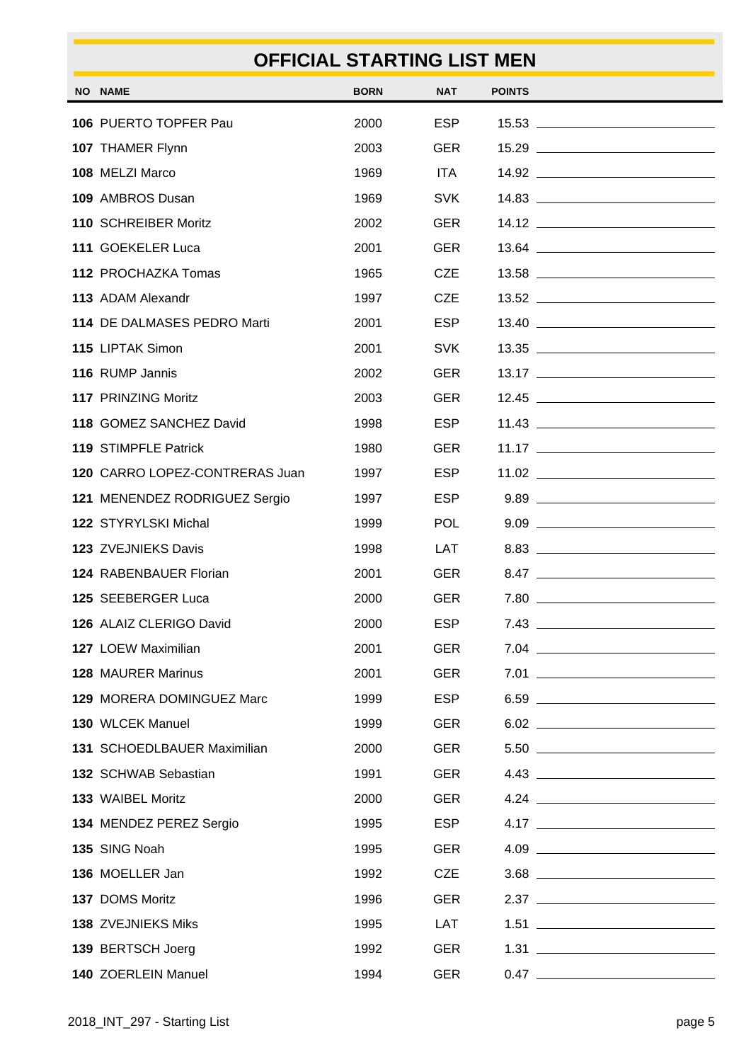# OFFICIAL STARTING LIST MEN

| NO | NAME | BORN | NAT | POINTS | |
|---|---|---|---|---|---|
| 106 | PUERTO TOPFER Pau | 2000 | ESP | 15.53 | |
| 107 | THAMER Flynn | 2003 | GER | 15.29 | |
| 108 | MELZI Marco | 1969 | ITA | 14.92 | |
| 109 | AMBROS Dusan | 1969 | SVK | 14.83 | |
| 110 | SCHREIBER Moritz | 2002 | GER | 14.12 | |
| 111 | GOEKELER Luca | 2001 | GER | 13.64 | |
| 112 | PROCHAZKA Tomas | 1965 | CZE | 13.58 | |
| 113 | ADAM Alexandr | 1997 | CZE | 13.52 | |
| 114 | DE DALMASES PEDRO Marti | 2001 | ESP | 13.40 | |
| 115 | LIPTAK Simon | 2001 | SVK | 13.35 | |
| 116 | RUMP Jannis | 2002 | GER | 13.17 | |
| 117 | PRINZING Moritz | 2003 | GER | 12.45 | |
| 118 | GOMEZ SANCHEZ David | 1998 | ESP | 11.43 | |
| 119 | STIMPFLE Patrick | 1980 | GER | 11.17 | |
| 120 | CARRO LOPEZ-CONTRERAS Juan | 1997 | ESP | 11.02 | |
| 121 | MENENDEZ RODRIGUEZ Sergio | 1997 | ESP | 9.89 | |
| 122 | STYRYLSKI Michal | 1999 | POL | 9.09 | |
| 123 | ZVEJNIEKS Davis | 1998 | LAT | 8.83 | |
| 124 | RABENBAUER Florian | 2001 | GER | 8.47 | |
| 125 | SEEBERGER Luca | 2000 | GER | 7.80 | |
| 126 | ALAIZ CLERIGO David | 2000 | ESP | 7.43 | |
| 127 | LOEW Maximilian | 2001 | GER | 7.04 | |
| 128 | MAURER Marinus | 2001 | GER | 7.01 | |
| 129 | MORERA DOMINGUEZ Marc | 1999 | ESP | 6.59 | |
| 130 | WLCEK Manuel | 1999 | GER | 6.02 | |
| 131 | SCHOEDLBAUER Maximilian | 2000 | GER | 5.50 | |
| 132 | SCHWAB Sebastian | 1991 | GER | 4.43 | |
| 133 | WAIBEL Moritz | 2000 | GER | 4.24 | |
| 134 | MENDEZ PEREZ Sergio | 1995 | ESP | 4.17 | |
| 135 | SING Noah | 1995 | GER | 4.09 | |
| 136 | MOELLER Jan | 1992 | CZE | 3.68 | |
| 137 | DOMS Moritz | 1996 | GER | 2.37 | |
| 138 | ZVEJNIEKS Miks | 1995 | LAT | 1.51 | |
| 139 | BERTSCH Joerg | 1992 | GER | 1.31 | |
| 140 | ZOERLEIN Manuel | 1994 | GER | 0.47 | |

2018_INT_297 - Starting List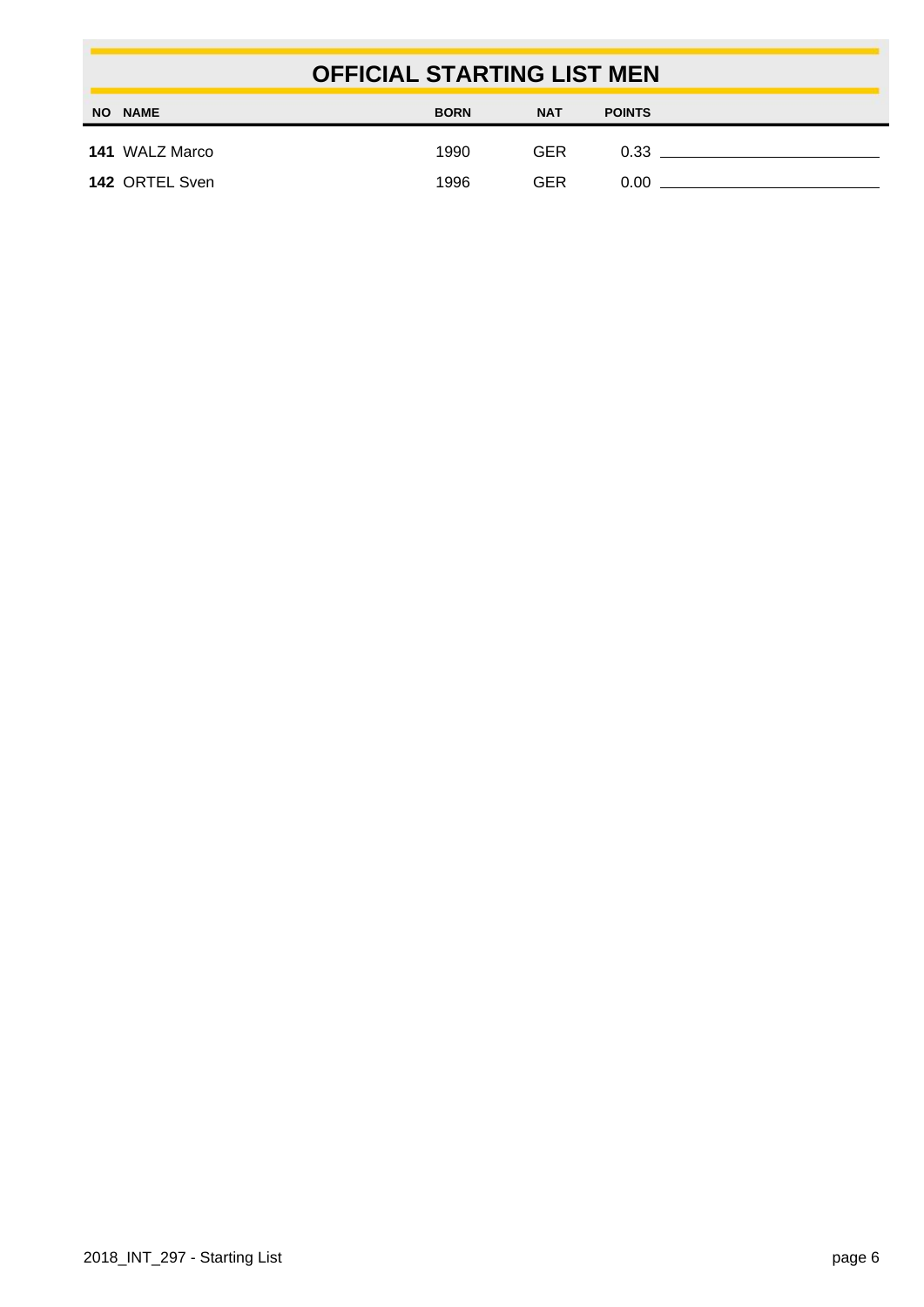# OFFICIAL STARTING LIST MEN

| NO | NAME | BORN | NAT | POINTS |
|---|---|---|---|---|
| **141** | WALZ Marco | 1990 | GER | 0.33 |
| **142** | ORTEL Sven | 1996 | GER | 0.00 |

2018_INT_297 - Starting List